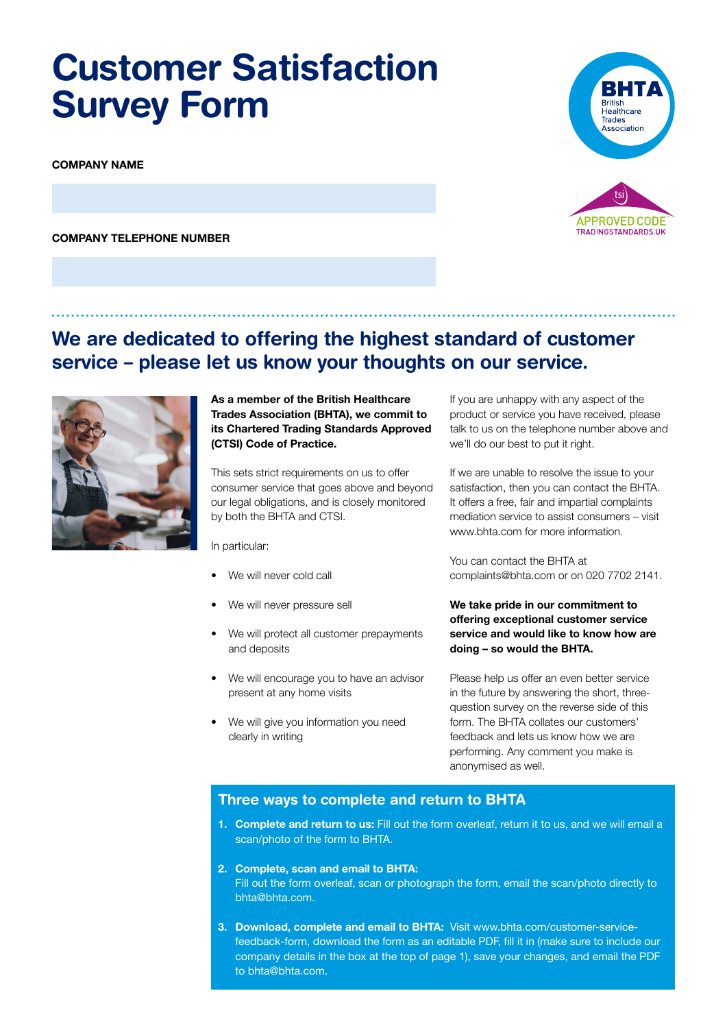# Customer Satisfaction Survey Form

**COMPANY NAME**

**COMPANY TELEPHONE NUMBER**

BHTA British Healthcare Trades Association

tsi APPROVED CODE TRADINGSTANDARDS.UK

## We are dedicated to offering the highest standard of customer service – please let us know your thoughts on our service.

**As a member of the British Healthcare Trades Association (BHTA), we commit to its Chartered Trading Standards Approved (CTSI) Code of Practice.**

This sets strict requirements on us to offer consumer service that goes above and beyond our legal obligations, and is closely monitored by both the BHTA and CTSI.

In particular:

- We will never cold call
- We will never pressure sell
- We will protect all customer prepayments and deposits
- We will encourage you to have an advisor present at any home visits
- We will give you information you need clearly in writing

If you are unhappy with any aspect of the product or service you have received, please talk to us on the telephone number above and we'll do our best to put it right.

If we are unable to resolve the issue to your satisfaction, then you can contact the BHTA. It offers a free, fair and impartial complaints mediation service to assist consumers – visit www.bhta.com for more information.

You can contact the BHTA at complaints@bhta.com or on 020 7702 2141.

**We take pride in our commitment to offering exceptional customer service service and would like to know how are doing – so would the BHTA.**

Please help us offer an even better service in the future by answering the short, three-question survey on the reverse side of this form. The BHTA collates our customers' feedback and lets us know how we are performing. Any comment you make is anonymised as well.

### Three ways to complete and return to BHTA

1. **Complete and return to us:** Fill out the form overleaf, return it to us, and we will email a scan/photo of the form to BHTA.
2. **Complete, scan and email to BHTA:** Fill out the form overleaf, scan or photograph the form, email the scan/photo directly to bhta@bhta.com.
3. **Download, complete and email to BHTA:** Visit www.bhta.com/customer-service-feedback-form, download the form as an editable PDF, fill it in (make sure to include our company details in the box at the top of page 1), save your changes, and email the PDF to bhta@bhta.com.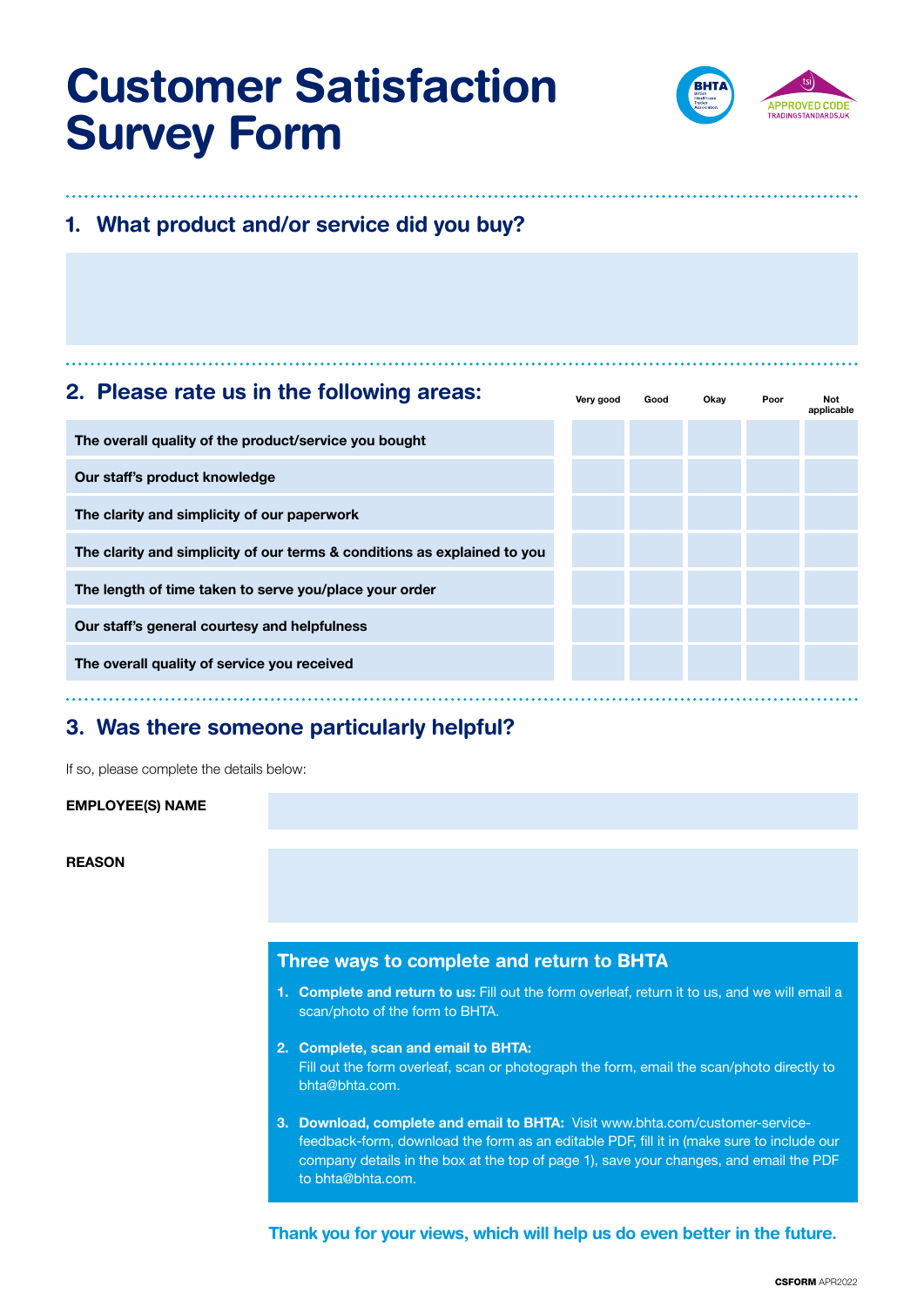# Customer Satisfaction Survey Form

## 1. What product and/or service did you buy?

## 2. Please rate us in the following areas:

| | Very good | Good | Okay | Poor | Not applicable |
|---|---|---|---|---|---|
| **The overall quality of the product/service you bought** | | | | | |
| **Our staff's product knowledge** | | | | | |
| **The clarity and simplicity of our paperwork** | | | | | |
| **The clarity and simplicity of our terms & conditions as explained to you** | | | | | |
| **The length of time taken to serve you/place your order** | | | | | |
| **Our staff's general courtesy and helpfulness** | | | | | |
| **The overall quality of service you received** | | | | | |

## 3. Was there someone particularly helpful?

If so, please complete the details below:

**EMPLOYEE(S) NAME**

**REASON**

### Three ways to complete and return to BHTA

1. **Complete and return to us:** Fill out the form overleaf, return it to us, and we will email a scan/photo of the form to BHTA.
2. **Complete, scan and email to BHTA:** Fill out the form overleaf, scan or photograph the form, email the scan/photo directly to bhta@bhta.com.
3. **Download, complete and email to BHTA:** Visit www.bhta.com/customer-service-feedback-form, download the form as an editable PDF, fill it in (make sure to include our company details in the box at the top of page 1), save your changes, and email the PDF to bhta@bhta.com.

**Thank you for your views, which will help us do even better in the future.**

**CSFORM** APR2022